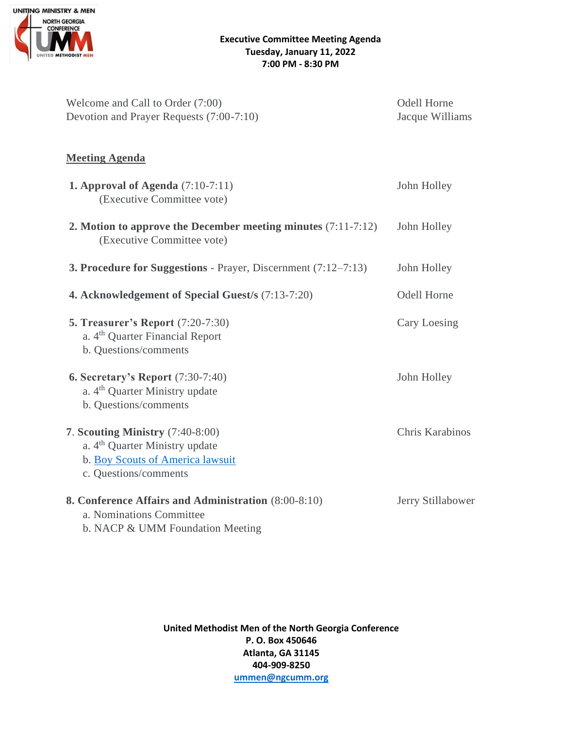**Executive Committee Meeting Agenda**
**Tuesday, January 11, 2022**
**7:00 PM - 8:30 PM**

Welcome and Call to Order (7:00) — Odell Horne

Devotion and Prayer Requests (7:00-7:10) — Jacque Williams

## Meeting Agenda

**1. Approval of Agenda** (7:10-7:11) — John Holley
(Executive Committee vote)

**2. Motion to approve the December meeting minutes** (7:11-7:12) — John Holley
(Executive Committee vote)

**3. Procedure for Suggestions** - Prayer, Discernment (7:12–7:13) — John Holley

**4. Acknowledgement of Special Guest/s** (7:13-7:20) — Odell Horne

**5. Treasurer's Report** (7:20-7:30) — Cary Loesing
- a. 4th Quarter Financial Report
- b. Questions/comments

**6. Secretary's Report** (7:30-7:40) — John Holley
- a. 4th Quarter Ministry update
- b. Questions/comments

**7. Scouting Ministry** (7:40-8:00) — Chris Karabinos
- a. 4th Quarter Ministry update
- b. Boy Scouts of America lawsuit
- c. Questions/comments

**8. Conference Affairs and Administration** (8:00-8:10) — Jerry Stillabower
- a. Nominations Committee
- b. NACP & UMM Foundation Meeting

**United Methodist Men of the North Georgia Conference**
**P. O. Box 450646**
**Atlanta, GA 31145**
**404-909-8250**
**ummen@ngcumm.org**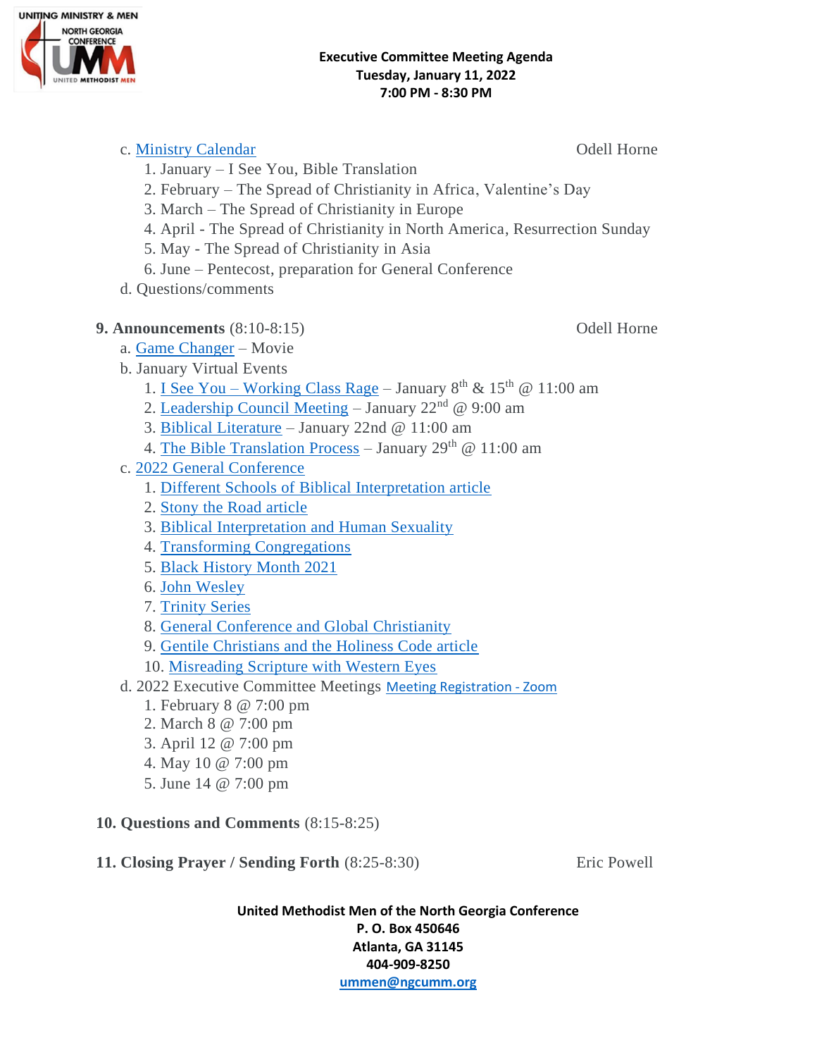c. Ministry Calendar Odell Horne

1. January – I See You, Bible Translation
2. February – The Spread of Christianity in Africa, Valentine's Day
3. March – The Spread of Christianity in Europe
4. April - The Spread of Christianity in North America, Resurrection Sunday
5. May - The Spread of Christianity in Asia
6. June – Pentecost, preparation for General Conference

d. Questions/comments

**9. Announcements** (8:10-8:15) Odell Horne

a. Game Changer – Movie

b. January Virtual Events

1. I See You – Working Class Rage – January 8th & 15th @ 11:00 am
2. Leadership Council Meeting – January 22nd @ 9:00 am
3. Biblical Literature – January 22nd @ 11:00 am
4. The Bible Translation Process – January 29th @ 11:00 am

c. 2022 General Conference

1. Different Schools of Biblical Interpretation article
2. Stony the Road article
3. Biblical Interpretation and Human Sexuality
4. Transforming Congregations
5. Black History Month 2021
6. John Wesley
7. Trinity Series
8. General Conference and Global Christianity
9. Gentile Christians and the Holiness Code article
10. Misreading Scripture with Western Eyes

d. 2022 Executive Committee Meetings Meeting Registration - Zoom

1. February 8 @ 7:00 pm
2. March 8 @ 7:00 pm
3. April 12 @ 7:00 pm
4. May 10 @ 7:00 pm
5. June 14 @ 7:00 pm

**10. Questions and Comments** (8:15-8:25)

**11. Closing Prayer / Sending Forth** (8:25-8:30) Eric Powell

**United Methodist Men of the North Georgia Conference**
**P. O. Box 450646**
**Atlanta, GA 31145**
**404-909-8250**
**ummen@ngcumm.org**